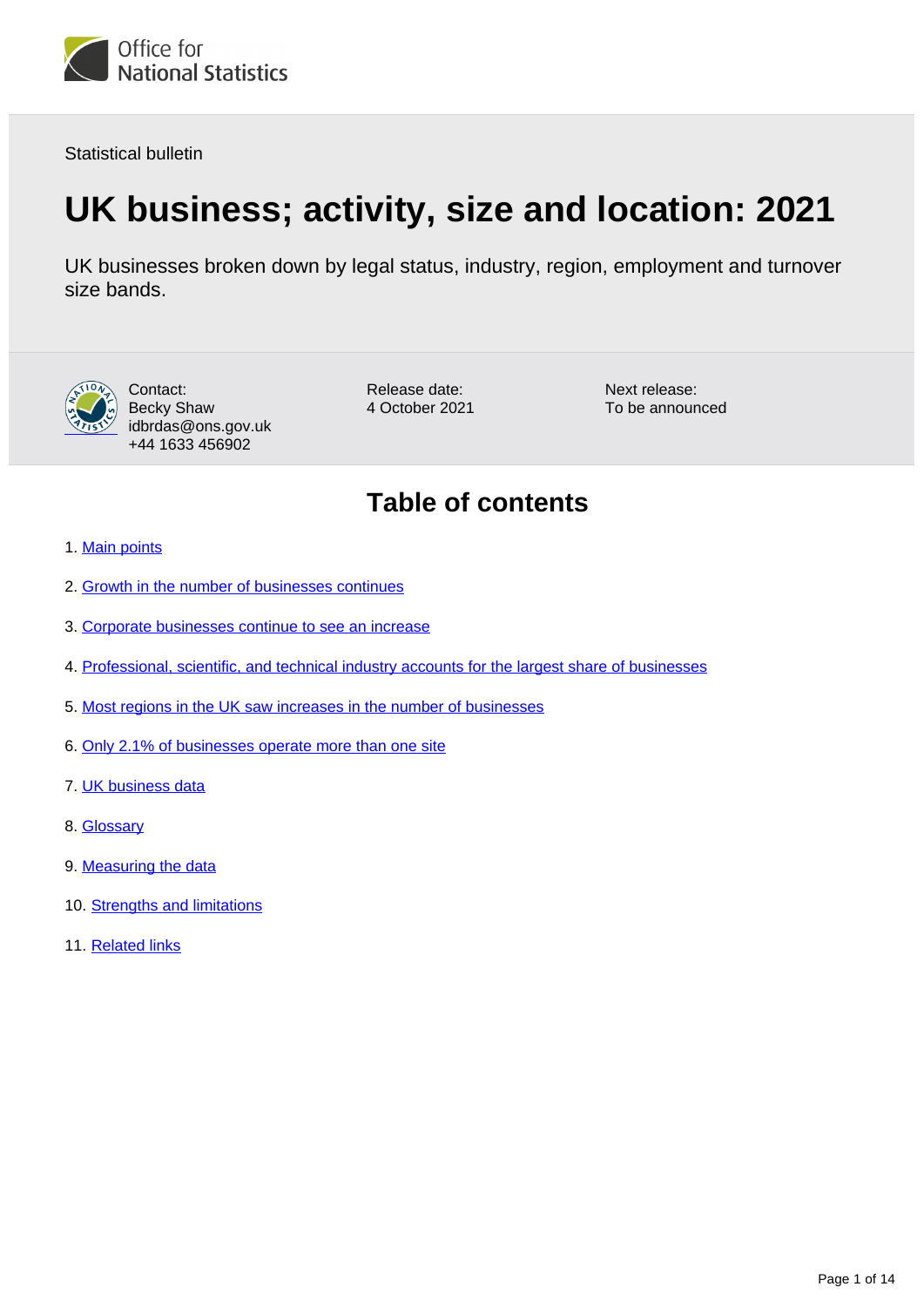Office for National Statistics

Statistical bulletin

# UK business; activity, size and location: 2021

UK businesses broken down by legal status, industry, region, employment and turnover size bands.

Contact:
Becky Shaw
idbrdas@ons.gov.uk
+44 1633 456902

Release date:
4 October 2021

Next release:
To be announced

## Table of contents

1. Main points
2. Growth in the number of businesses continues
3. Corporate businesses continue to see an increase
4. Professional, scientific, and technical industry accounts for the largest share of businesses
5. Most regions in the UK saw increases in the number of businesses
6. Only 2.1% of businesses operate more than one site
7. UK business data
8. Glossary
9. Measuring the data
10. Strengths and limitations
11. Related links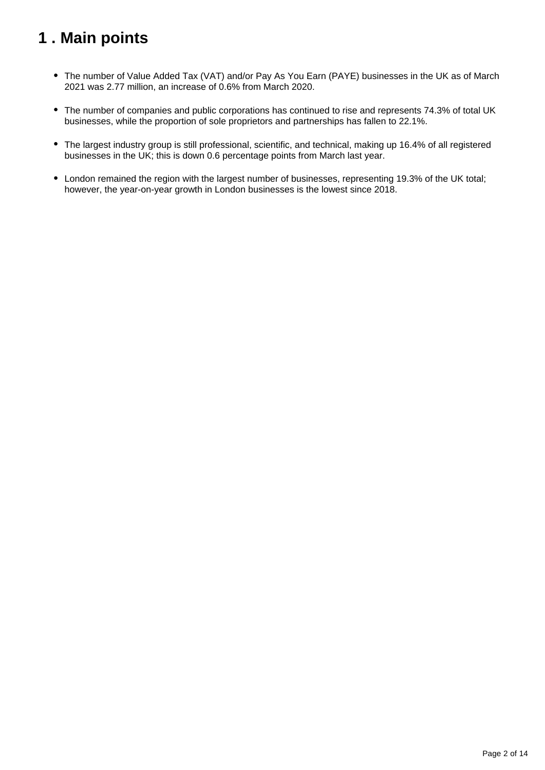# 1 . Main points

- The number of Value Added Tax (VAT) and/or Pay As You Earn (PAYE) businesses in the UK as of March 2021 was 2.77 million, an increase of 0.6% from March 2020.
- The number of companies and public corporations has continued to rise and represents 74.3% of total UK businesses, while the proportion of sole proprietors and partnerships has fallen to 22.1%.
- The largest industry group is still professional, scientific, and technical, making up 16.4% of all registered businesses in the UK; this is down 0.6 percentage points from March last year.
- London remained the region with the largest number of businesses, representing 19.3% of the UK total; however, the year-on-year growth in London businesses is the lowest since 2018.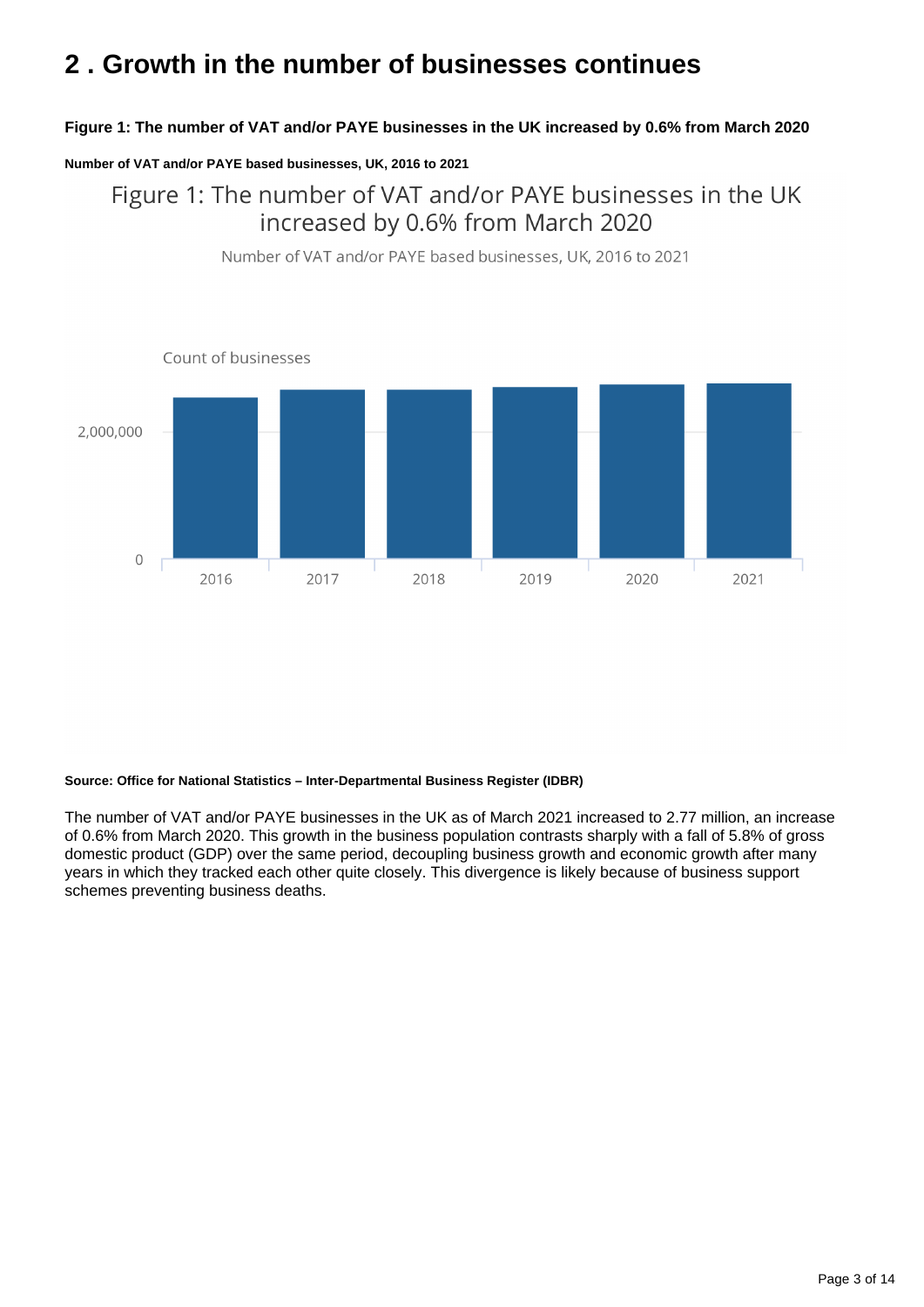## 2 . Growth in the number of businesses continues

**Figure 1: The number of VAT and/or PAYE businesses in the UK increased by 0.6% from March 2020**

**Number of VAT and/or PAYE based businesses, UK, 2016 to 2021**

Figure 1: The number of VAT and/or PAYE businesses in the UK increased by 0.6% from March 2020

Number of VAT and/or PAYE based businesses, UK, 2016 to 2021

Count of businesses

2,000,000

0

2016 2017 2018 2019 2020 2021

**Source: Office for National Statistics – Inter-Departmental Business Register (IDBR)**

The number of VAT and/or PAYE businesses in the UK as of March 2021 increased to 2.77 million, an increase of 0.6% from March 2020. This growth in the business population contrasts sharply with a fall of 5.8% of gross domestic product (GDP) over the same period, decoupling business growth and economic growth after many years in which they tracked each other quite closely. This divergence is likely because of business support schemes preventing business deaths.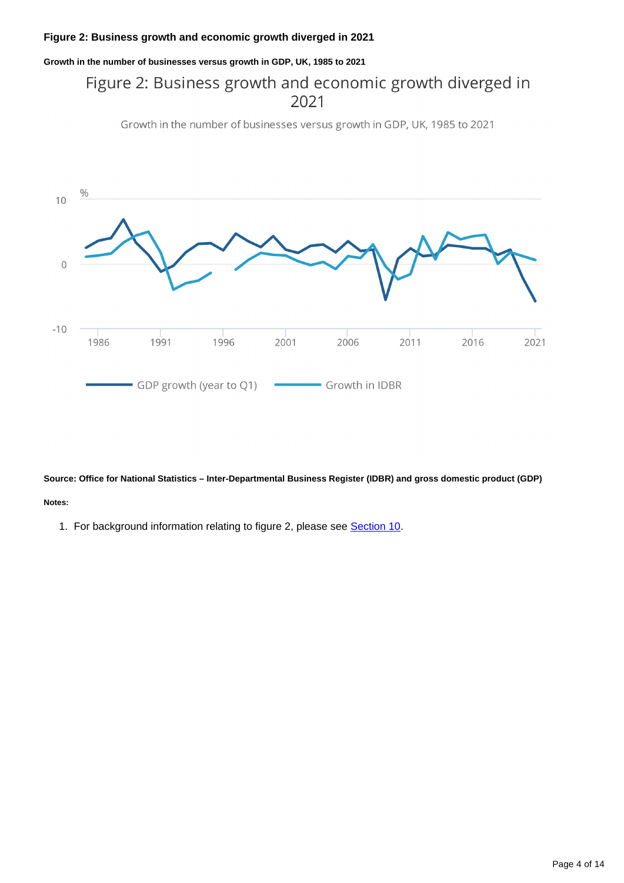### Figure 2: Business growth and economic growth diverged in 2021

#### Growth in the number of businesses versus growth in GDP, UK, 1985 to 2021

Figure 2: Business growth and economic growth diverged in 2021

Growth in the number of businesses versus growth in GDP, UK, 1985 to 2021

%

10

0

-10

1986 1991 1996 2001 2006 2011 2016 2021

GDP growth (year to Q1) Growth in IDBR

**Source: Office for National Statistics – Inter-Departmental Business Register (IDBR) and gross domestic product (GDP)**

**Notes:**

1. For background information relating to figure 2, please see Section 10.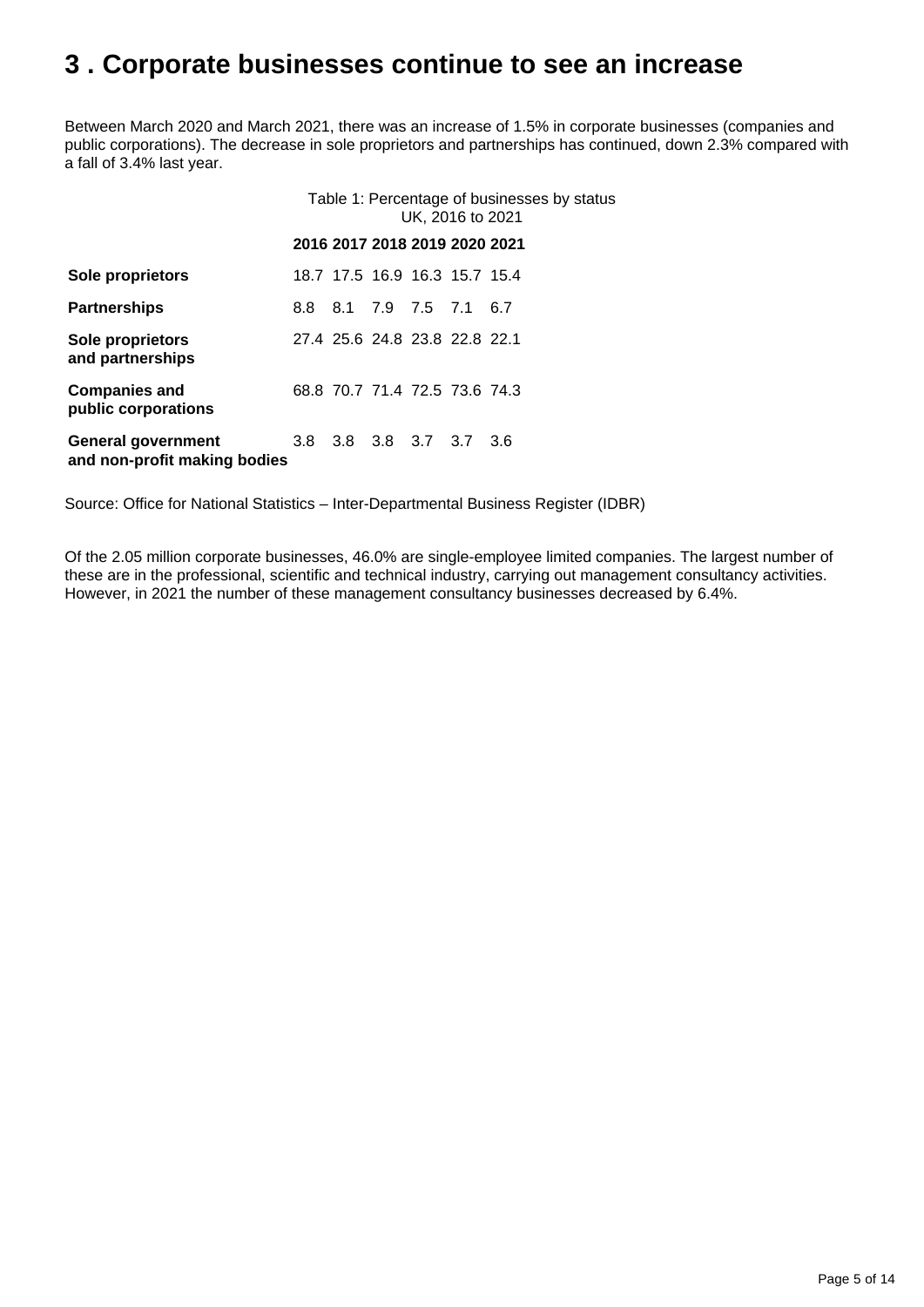## 3 . Corporate businesses continue to see an increase

Between March 2020 and March 2021, there was an increase of 1.5% in corporate businesses (companies and public corporations). The decrease in sole proprietors and partnerships has continued, down 2.3% compared with a fall of 3.4% last year.

Table 1: Percentage of businesses by status
UK, 2016 to 2021

| | 2016 | 2017 | 2018 | 2019 | 2020 | 2021 |
|---|---|---|---|---|---|---|
| **Sole proprietors** | 18.7 | 17.5 | 16.9 | 16.3 | 15.7 | 15.4 |
| **Partnerships** | 8.8 | 8.1 | 7.9 | 7.5 | 7.1 | 6.7 |
| **Sole proprietors and partnerships** | 27.4 | 25.6 | 24.8 | 23.8 | 22.8 | 22.1 |
| **Companies and public corporations** | 68.8 | 70.7 | 71.4 | 72.5 | 73.6 | 74.3 |
| **General government and non-profit making bodies** | 3.8 | 3.8 | 3.8 | 3.7 | 3.7 | 3.6 |

Source: Office for National Statistics – Inter-Departmental Business Register (IDBR)

Of the 2.05 million corporate businesses, 46.0% are single-employee limited companies. The largest number of these are in the professional, scientific and technical industry, carrying out management consultancy activities. However, in 2021 the number of these management consultancy businesses decreased by 6.4%.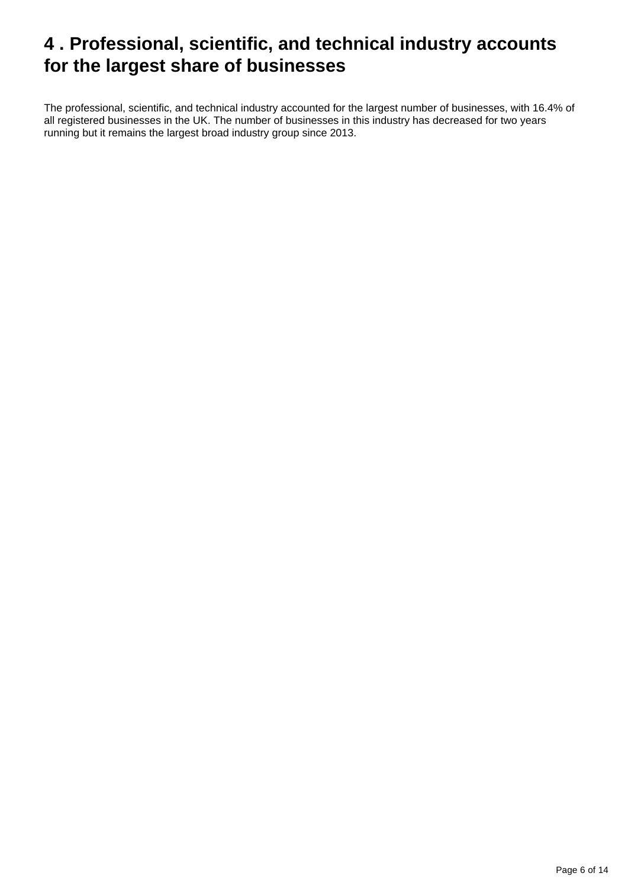## 4 . Professional, scientific, and technical industry accounts for the largest share of businesses

The professional, scientific, and technical industry accounted for the largest number of businesses, with 16.4% of all registered businesses in the UK. The number of businesses in this industry has decreased for two years running but it remains the largest broad industry group since 2013.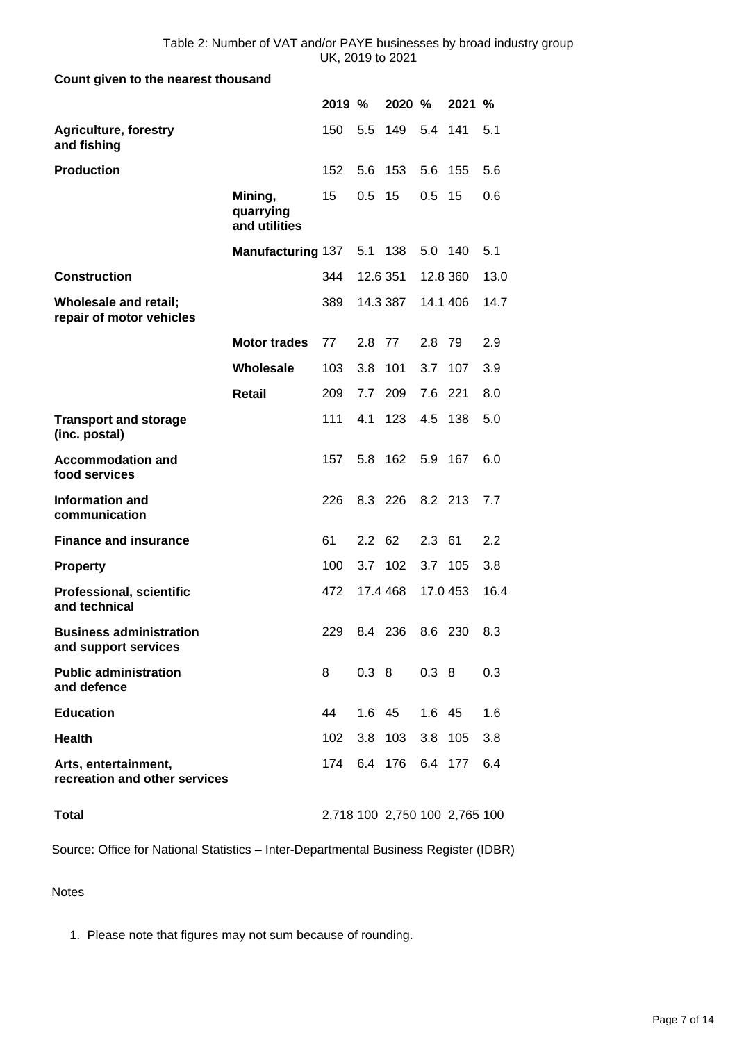Table 2: Number of VAT and/or PAYE businesses by broad industry group
UK, 2019 to 2021

**Count given to the nearest thousand**

| | | 2019 | % | 2020 | % | 2021 | % |
|---|---|---|---|---|---|---|---|
| **Agriculture, forestry and fishing** | | 150 | 5.5 | 149 | 5.4 | 141 | 5.1 |
| **Production** | | 152 | 5.6 | 153 | 5.6 | 155 | 5.6 |
| | **Mining, quarrying and utilities** | 15 | 0.5 | 15 | 0.5 | 15 | 0.6 |
| | **Manufacturing** | 137 | 5.1 | 138 | 5.0 | 140 | 5.1 |
| **Construction** | | 344 | 12.6 | 351 | 12.8 | 360 | 13.0 |
| **Wholesale and retail; repair of motor vehicles** | | 389 | 14.3 | 387 | 14.1 | 406 | 14.7 |
| | **Motor trades** | 77 | 2.8 | 77 | 2.8 | 79 | 2.9 |
| | **Wholesale** | 103 | 3.8 | 101 | 3.7 | 107 | 3.9 |
| | **Retail** | 209 | 7.7 | 209 | 7.6 | 221 | 8.0 |
| **Transport and storage (inc. postal)** | | 111 | 4.1 | 123 | 4.5 | 138 | 5.0 |
| **Accommodation and food services** | | 157 | 5.8 | 162 | 5.9 | 167 | 6.0 |
| **Information and communication** | | 226 | 8.3 | 226 | 8.2 | 213 | 7.7 |
| **Finance and insurance** | | 61 | 2.2 | 62 | 2.3 | 61 | 2.2 |
| **Property** | | 100 | 3.7 | 102 | 3.7 | 105 | 3.8 |
| **Professional, scientific and technical** | | 472 | 17.4 | 468 | 17.0 | 453 | 16.4 |
| **Business administration and support services** | | 229 | 8.4 | 236 | 8.6 | 230 | 8.3 |
| **Public administration and defence** | | 8 | 0.3 | 8 | 0.3 | 8 | 0.3 |
| **Education** | | 44 | 1.6 | 45 | 1.6 | 45 | 1.6 |
| **Health** | | 102 | 3.8 | 103 | 3.8 | 105 | 3.8 |
| **Arts, entertainment, recreation and other services** | | 174 | 6.4 | 176 | 6.4 | 177 | 6.4 |
| **Total** | | 2,718 | 100 | 2,750 | 100 | 2,765 | 100 |

Source: Office for National Statistics – Inter-Departmental Business Register (IDBR)

Notes

1. Please note that figures may not sum because of rounding.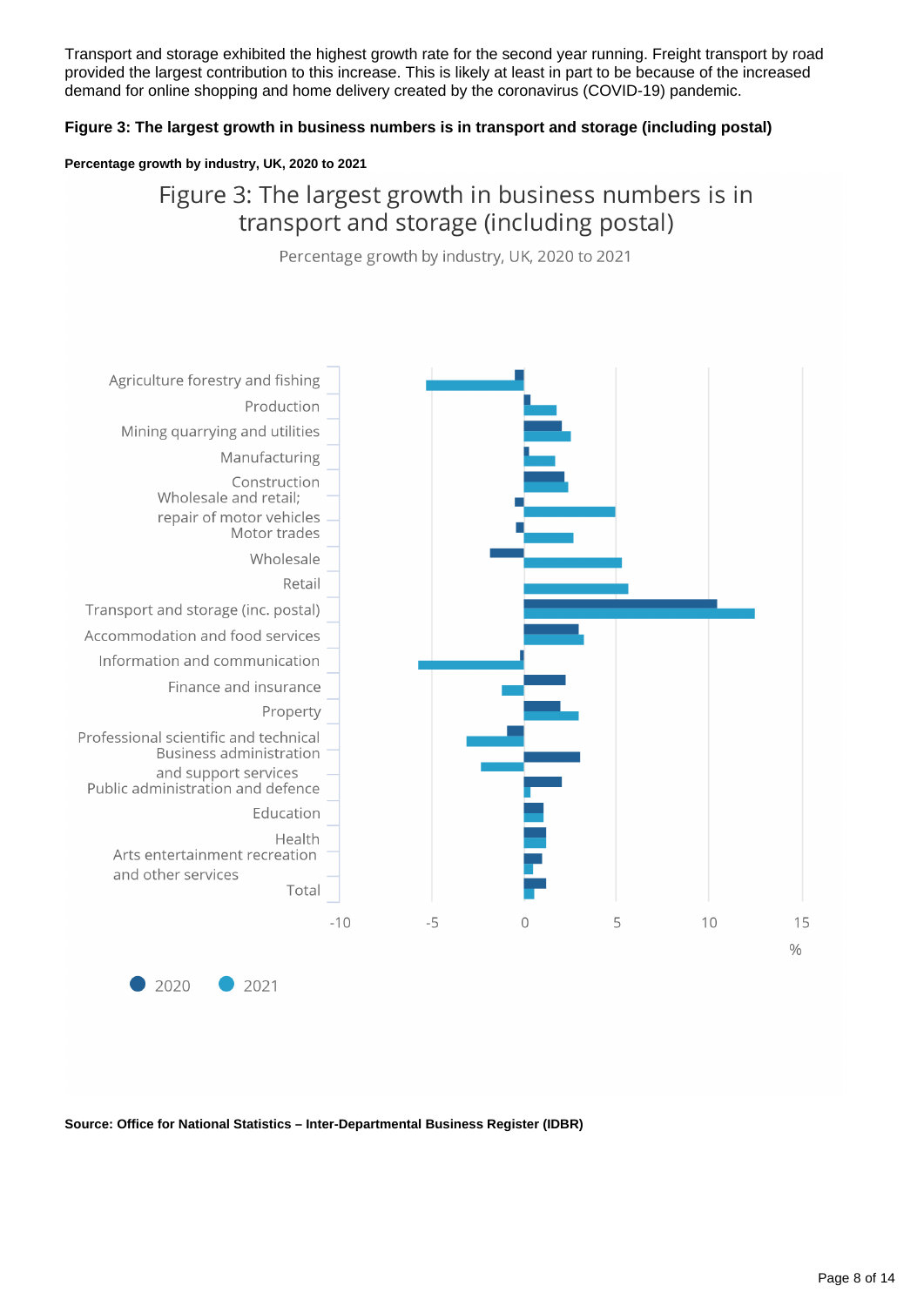Transport and storage exhibited the highest growth rate for the second year running. Freight transport by road provided the largest contribution to this increase. This is likely at least in part to be because of the increased demand for online shopping and home delivery created by the coronavirus (COVID-19) pandemic.

### Figure 3: The largest growth in business numbers is in transport and storage (including postal)

#### Percentage growth by industry, UK, 2020 to 2021

Figure 3: The largest growth in business numbers is in transport and storage (including postal)

Percentage growth by industry, UK, 2020 to 2021

Agriculture forestry and fishing
Production
Mining quarrying and utilities
Manufacturing
Construction
Wholesale and retail; repair of motor vehicles
Motor trades
Wholesale
Retail
Transport and storage (inc. postal)
Accommodation and food services
Information and communication
Finance and insurance
Property
Professional scientific and technical
Business administration and support services
Public administration and defence
Education
Health
Arts entertainment recreation and other services
Total

-10 -5 0 5 10 15

%

2020 2021

**Source: Office for National Statistics – Inter-Departmental Business Register (IDBR)**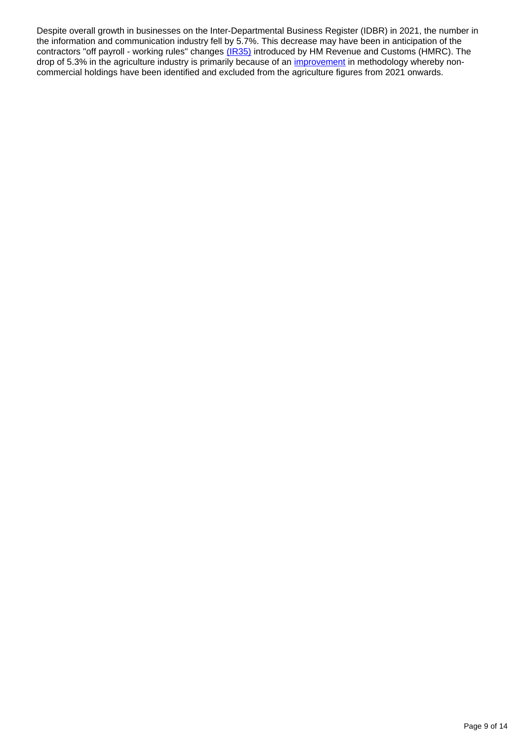Despite overall growth in businesses on the Inter-Departmental Business Register (IDBR) in 2021, the number in the information and communication industry fell by 5.7%. This decrease may have been in anticipation of the contractors "off payroll - working rules" changes (IR35) introduced by HM Revenue and Customs (HMRC). The drop of 5.3% in the agriculture industry is primarily because of an improvement in methodology whereby non-commercial holdings have been identified and excluded from the agriculture figures from 2021 onwards.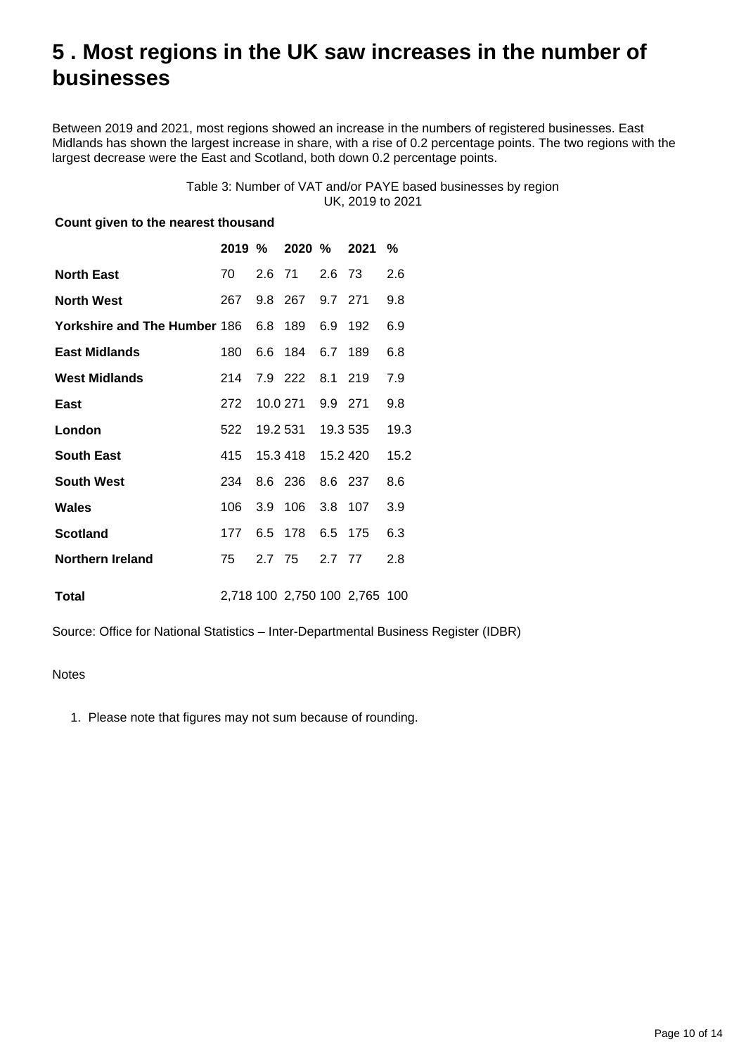## 5 . Most regions in the UK saw increases in the number of businesses

Between 2019 and 2021, most regions showed an increase in the numbers of registered businesses. East Midlands has shown the largest increase in share, with a rise of 0.2 percentage points. The two regions with the largest decrease were the East and Scotland, both down 0.2 percentage points.

Table 3: Number of VAT and/or PAYE based businesses by region
UK, 2019 to 2021

**Count given to the nearest thousand**

| | 2019 | % | 2020 | % | 2021 | % |
|---|---|---|---|---|---|---|
| **North East** | 70 | 2.6 | 71 | 2.6 | 73 | 2.6 |
| **North West** | 267 | 9.8 | 267 | 9.7 | 271 | 9.8 |
| **Yorkshire and The Humber** | 186 | 6.8 | 189 | 6.9 | 192 | 6.9 |
| **East Midlands** | 180 | 6.6 | 184 | 6.7 | 189 | 6.8 |
| **West Midlands** | 214 | 7.9 | 222 | 8.1 | 219 | 7.9 |
| **East** | 272 | 10.0 | 271 | 9.9 | 271 | 9.8 |
| **London** | 522 | 19.2 | 531 | 19.3 | 535 | 19.3 |
| **South East** | 415 | 15.3 | 418 | 15.2 | 420 | 15.2 |
| **South West** | 234 | 8.6 | 236 | 8.6 | 237 | 8.6 |
| **Wales** | 106 | 3.9 | 106 | 3.8 | 107 | 3.9 |
| **Scotland** | 177 | 6.5 | 178 | 6.5 | 175 | 6.3 |
| **Northern Ireland** | 75 | 2.7 | 75 | 2.7 | 77 | 2.8 |
| **Total** | 2,718 | 100 | 2,750 | 100 | 2,765 | 100 |

Source: Office for National Statistics – Inter-Departmental Business Register (IDBR)

Notes

1. Please note that figures may not sum because of rounding.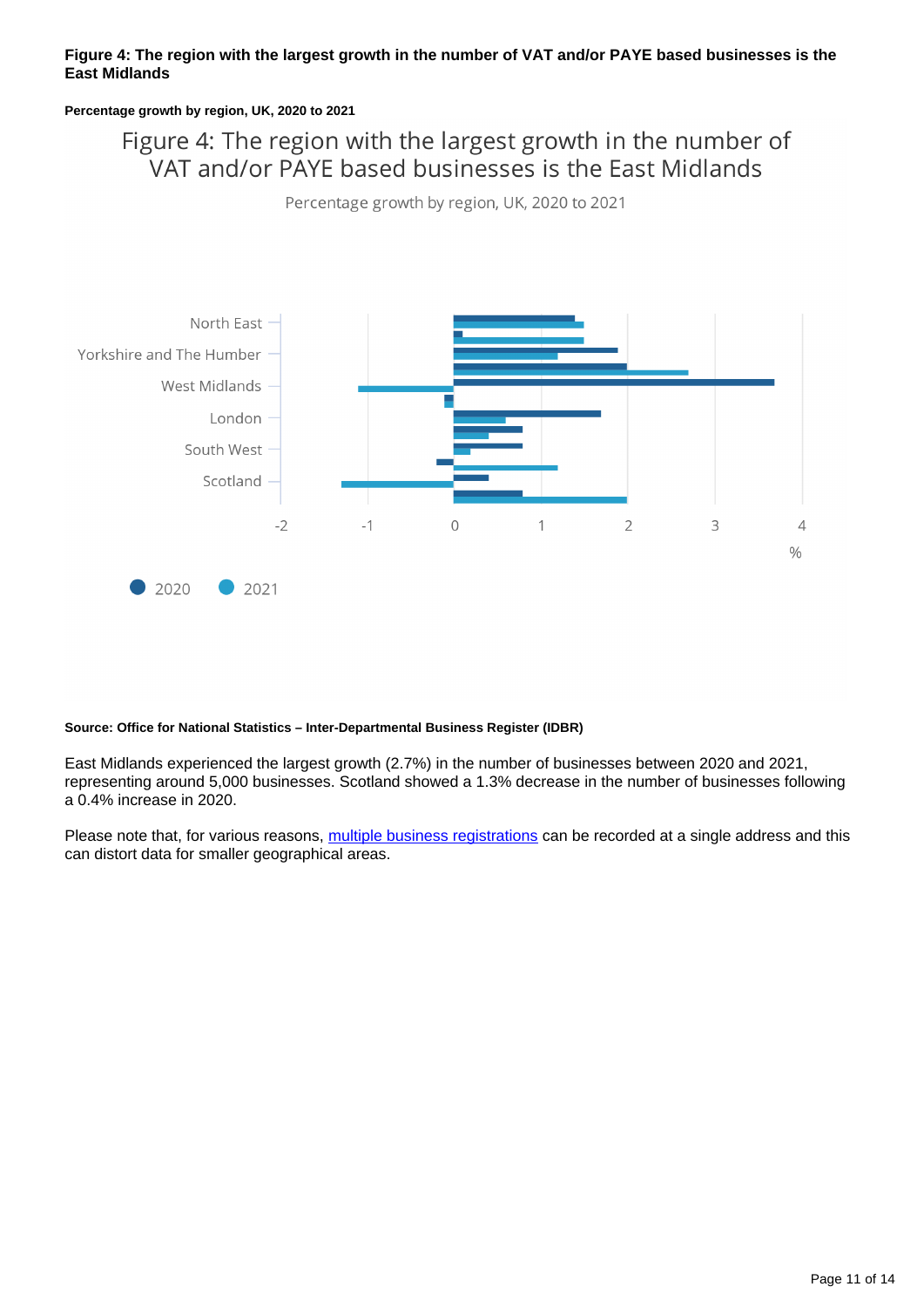**Figure 4: The region with the largest growth in the number of VAT and/or PAYE based businesses is the East Midlands**

**Percentage growth by region, UK, 2020 to 2021**

Figure 4: The region with the largest growth in the number of VAT and/or PAYE based businesses is the East Midlands

Percentage growth by region, UK, 2020 to 2021

North East
Yorkshire and The Humber
West Midlands
London
South West
Scotland

-2 -1 0 1 2 3 4
%

2020 2021

**Source: Office for National Statistics – Inter-Departmental Business Register (IDBR)**

East Midlands experienced the largest growth (2.7%) in the number of businesses between 2020 and 2021, representing around 5,000 businesses. Scotland showed a 1.3% decrease in the number of businesses following a 0.4% increase in 2020.

Please note that, for various reasons, multiple business registrations can be recorded at a single address and this can distort data for smaller geographical areas.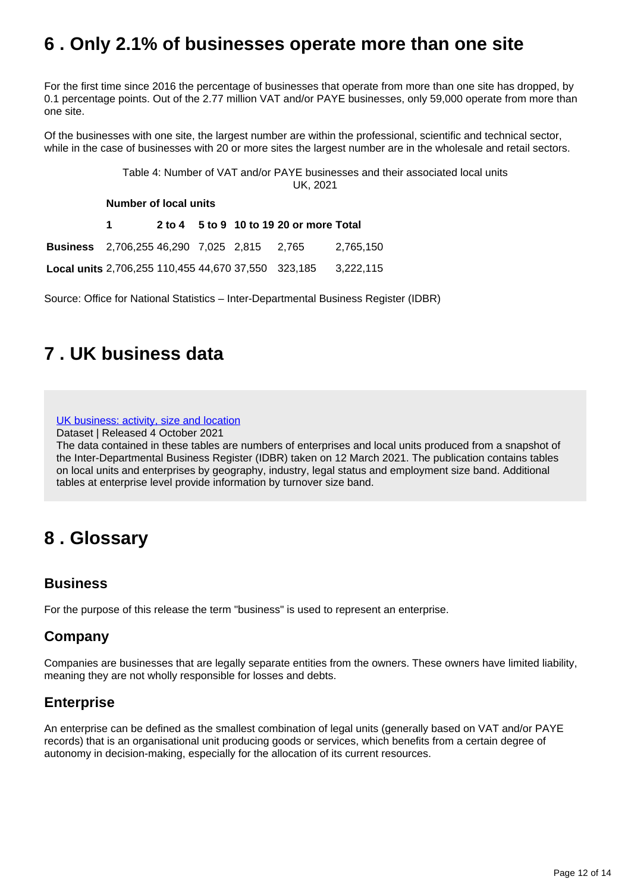## 6 . Only 2.1% of businesses operate more than one site

For the first time since 2016 the percentage of businesses that operate from more than one site has dropped, by 0.1 percentage points. Out of the 2.77 million VAT and/or PAYE businesses, only 59,000 operate from more than one site.

Of the businesses with one site, the largest number are within the professional, scientific and technical sector, while in the case of businesses with 20 or more sites the largest number are in the wholesale and retail sectors.

Table 4: Number of VAT and/or PAYE businesses and their associated local units
UK, 2021

| | Number of local units | | | | | |
|---|---|---|---|---|---|---|
| | **1** | **2 to 4** | **5 to 9** | **10 to 19** | **20 or more** | **Total** |
| **Business** | 2,706,255 | 46,290 | 7,025 | 2,815 | 2,765 | 2,765,150 |
| **Local units** | 2,706,255 | 110,455 | 44,670 | 37,550 | 323,185 | 3,222,115 |

Source: Office for National Statistics – Inter-Departmental Business Register (IDBR)

## 7 . UK business data

UK business: activity, size and location
Dataset | Released 4 October 2021
The data contained in these tables are numbers of enterprises and local units produced from a snapshot of the Inter-Departmental Business Register (IDBR) taken on 12 March 2021. The publication contains tables on local units and enterprises by geography, industry, legal status and employment size band. Additional tables at enterprise level provide information by turnover size band.

## 8 . Glossary

### Business

For the purpose of this release the term "business" is used to represent an enterprise.

### Company

Companies are businesses that are legally separate entities from the owners. These owners have limited liability, meaning they are not wholly responsible for losses and debts.

### Enterprise

An enterprise can be defined as the smallest combination of legal units (generally based on VAT and/or PAYE records) that is an organisational unit producing goods or services, which benefits from a certain degree of autonomy in decision-making, especially for the allocation of its current resources.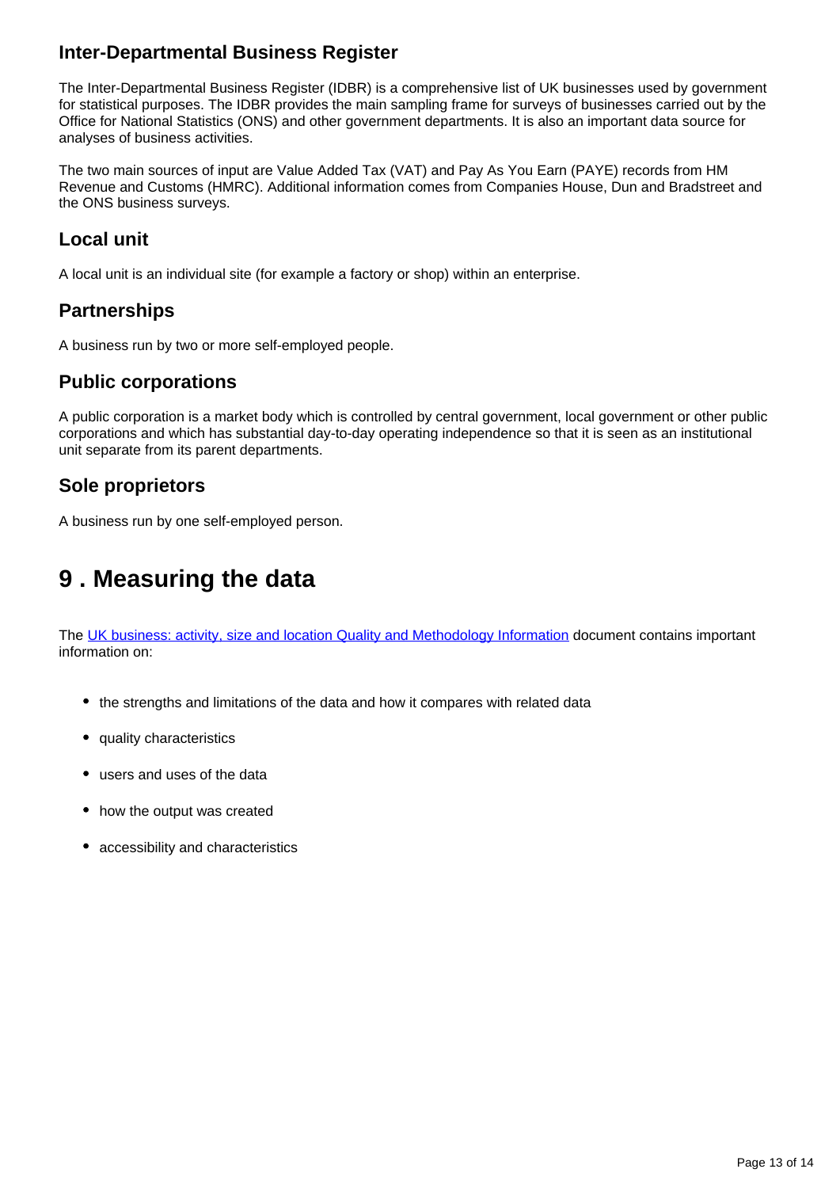### Inter-Departmental Business Register

The Inter-Departmental Business Register (IDBR) is a comprehensive list of UK businesses used by government for statistical purposes. The IDBR provides the main sampling frame for surveys of businesses carried out by the Office for National Statistics (ONS) and other government departments. It is also an important data source for analyses of business activities.

The two main sources of input are Value Added Tax (VAT) and Pay As You Earn (PAYE) records from HM Revenue and Customs (HMRC). Additional information comes from Companies House, Dun and Bradstreet and the ONS business surveys.

### Local unit

A local unit is an individual site (for example a factory or shop) within an enterprise.

### Partnerships

A business run by two or more self-employed people.

### Public corporations

A public corporation is a market body which is controlled by central government, local government or other public corporations and which has substantial day-to-day operating independence so that it is seen as an institutional unit separate from its parent departments.

### Sole proprietors

A business run by one self-employed person.

## 9 . Measuring the data

The [UK business: activity, size and location Quality and Methodology Information](UK business: activity, size and location Quality and Methodology Information) document contains important information on:

- the strengths and limitations of the data and how it compares with related data
- quality characteristics
- users and uses of the data
- how the output was created
- accessibility and characteristics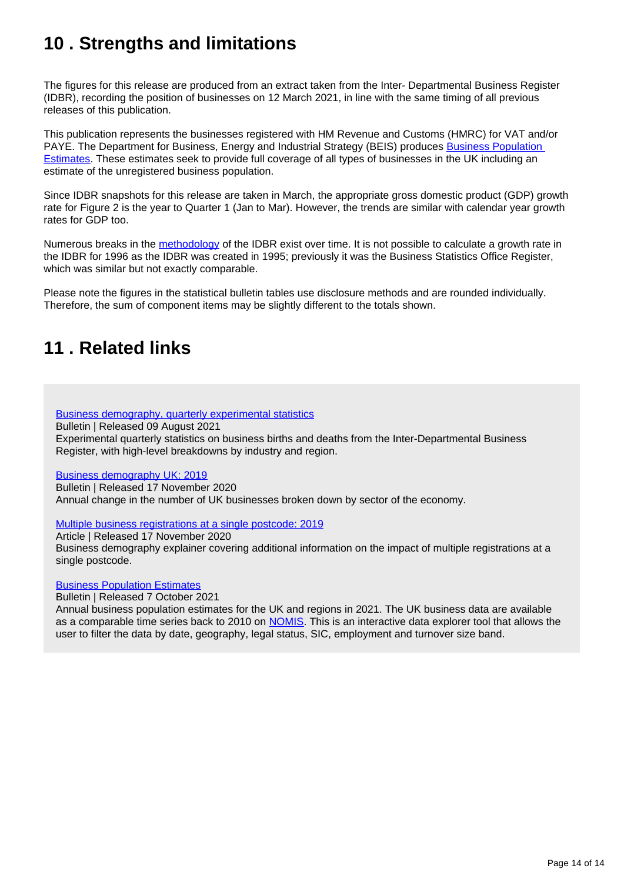## 10 . Strengths and limitations

The figures for this release are produced from an extract taken from the Inter- Departmental Business Register (IDBR), recording the position of businesses on 12 March 2021, in line with the same timing of all previous releases of this publication.

This publication represents the businesses registered with HM Revenue and Customs (HMRC) for VAT and/or PAYE. The Department for Business, Energy and Industrial Strategy (BEIS) produces Business Population Estimates. These estimates seek to provide full coverage of all types of businesses in the UK including an estimate of the unregistered business population.

Since IDBR snapshots for this release are taken in March, the appropriate gross domestic product (GDP) growth rate for Figure 2 is the year to Quarter 1 (Jan to Mar). However, the trends are similar with calendar year growth rates for GDP too.

Numerous breaks in the methodology of the IDBR exist over time. It is not possible to calculate a growth rate in the IDBR for 1996 as the IDBR was created in 1995; previously it was the Business Statistics Office Register, which was similar but not exactly comparable.

Please note the figures in the statistical bulletin tables use disclosure methods and are rounded individually. Therefore, the sum of component items may be slightly different to the totals shown.

## 11 . Related links

Business demography, quarterly experimental statistics
Bulletin | Released 09 August 2021
Experimental quarterly statistics on business births and deaths from the Inter-Departmental Business Register, with high-level breakdowns by industry and region.

Business demography UK: 2019
Bulletin | Released 17 November 2020
Annual change in the number of UK businesses broken down by sector of the economy.

Multiple business registrations at a single postcode: 2019
Article | Released 17 November 2020
Business demography explainer covering additional information on the impact of multiple registrations at a single postcode.

Business Population Estimates
Bulletin | Released 7 October 2021
Annual business population estimates for the UK and regions in 2021. The UK business data are available as a comparable time series back to 2010 on NOMIS. This is an interactive data explorer tool that allows the user to filter the data by date, geography, legal status, SIC, employment and turnover size band.